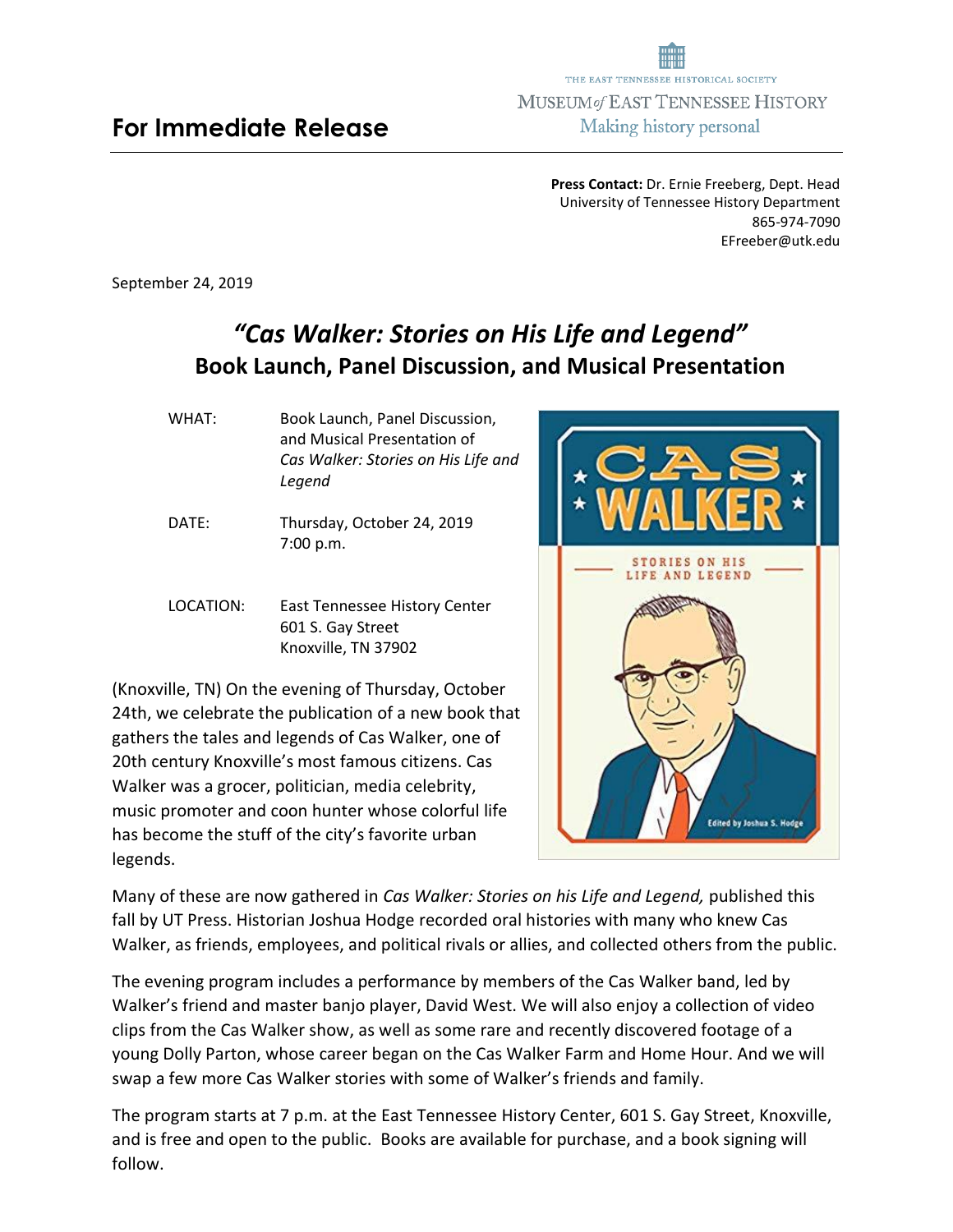**For Immediate Release**

THE EAST TENNESSEE HISTORICAL SOCIETY
MUSEUM of EAST TENNESSEE HISTORY
Making history personal

**Press Contact:** Dr. Ernie Freeberg, Dept. Head
University of Tennessee History Department
865-974-7090
EFreeber@utk.edu

September 24, 2019

# *"Cas Walker: Stories on His Life and Legend"*
## Book Launch, Panel Discussion, and Musical Presentation

| | |
|---|---|
| WHAT: | Book Launch, Panel Discussion, and Musical Presentation of *Cas Walker: Stories on His Life and Legend* |
| DATE: | Thursday, October 24, 2019<br>7:00 p.m. |
| LOCATION: | East Tennessee History Center<br>601 S. Gay Street<br>Knoxville, TN 37902 |

(Knoxville, TN) On the evening of Thursday, October 24th, we celebrate the publication of a new book that gathers the tales and legends of Cas Walker, one of 20th century Knoxville's most famous citizens. Cas Walker was a grocer, politician, media celebrity, music promoter and coon hunter whose colorful life has become the stuff of the city's favorite urban legends.

Many of these are now gathered in *Cas Walker: Stories on his Life and Legend,* published this fall by UT Press. Historian Joshua Hodge recorded oral histories with many who knew Cas Walker, as friends, employees, and political rivals or allies, and collected others from the public.

The evening program includes a performance by members of the Cas Walker band, led by Walker's friend and master banjo player, David West. We will also enjoy a collection of video clips from the Cas Walker show, as well as some rare and recently discovered footage of a young Dolly Parton, whose career began on the Cas Walker Farm and Home Hour. And we will swap a few more Cas Walker stories with some of Walker's friends and family.

The program starts at 7 p.m. at the East Tennessee History Center, 601 S. Gay Street, Knoxville, and is free and open to the public. Books are available for purchase, and a book signing will follow.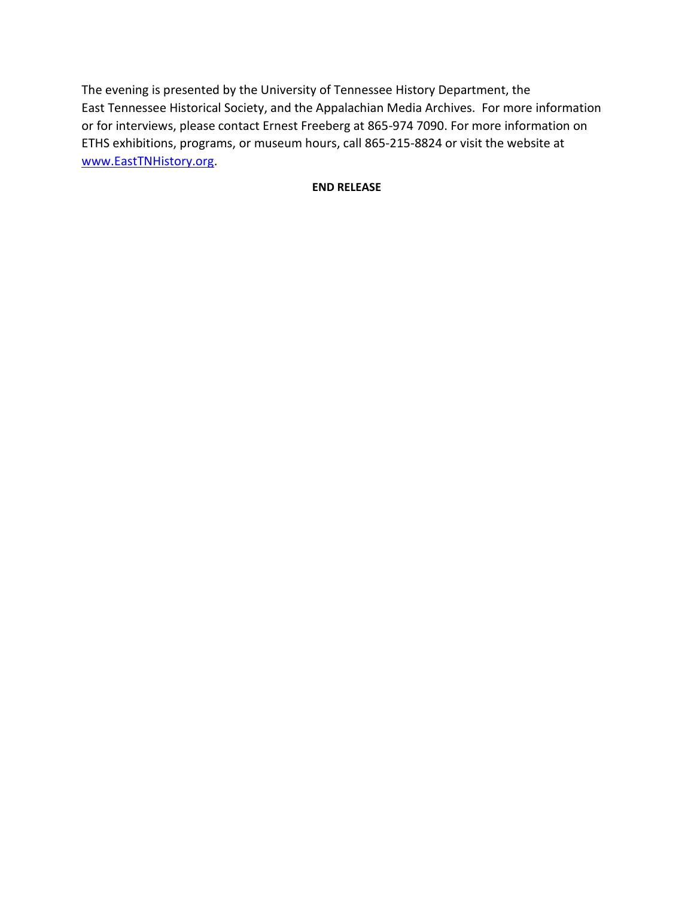The evening is presented by the University of Tennessee History Department, the East Tennessee Historical Society, and the Appalachian Media Archives. For more information or for interviews, please contact Ernest Freeberg at 865-974 7090. For more information on ETHS exhibitions, programs, or museum hours, call 865-215-8824 or visit the website at [www.EastTNHistory.org](http://www.EastTNHistory.org).

**END RELEASE**